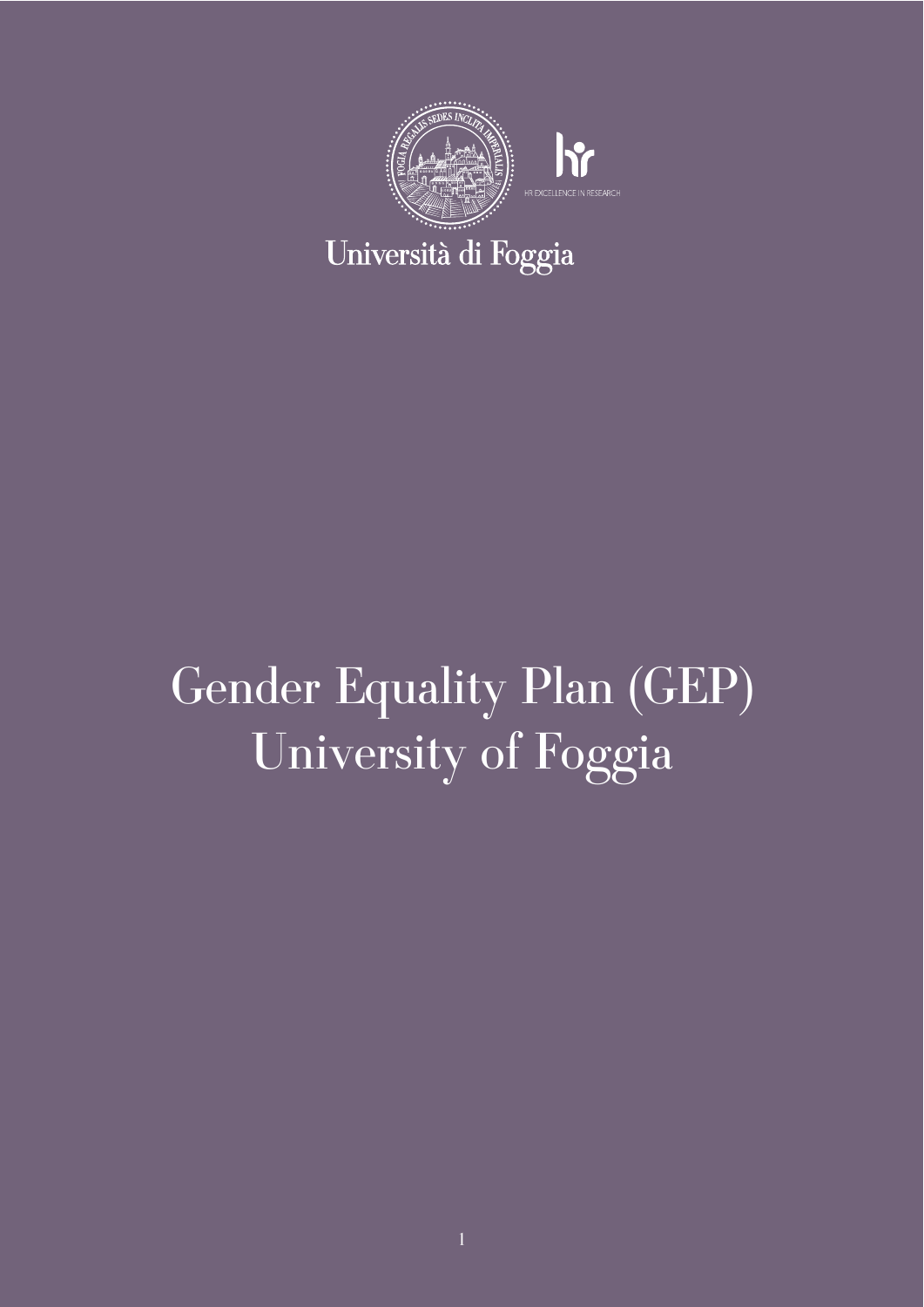Università di Foggia

# Gender Equality Plan (GEP)
# University of Foggia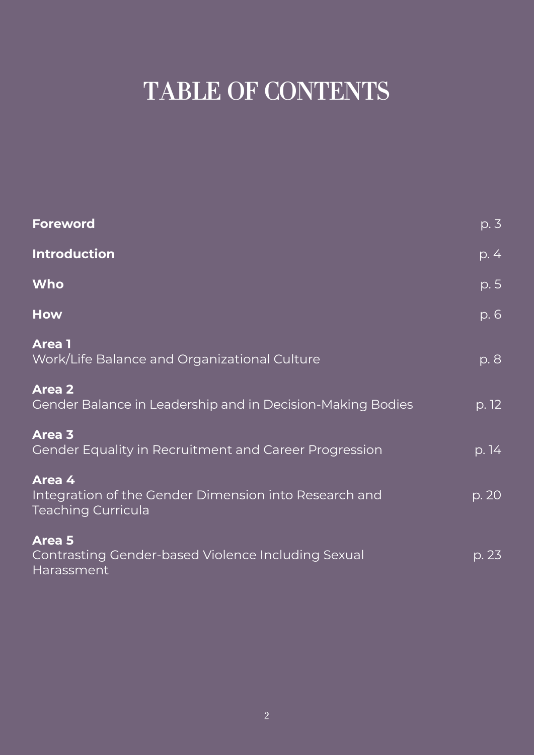# TABLE OF CONTENTS

| | |
|---|---|
| **Foreword** | p. 3 |
| **Introduction** | p. 4 |
| **Who** | p. 5 |
| **How** | p. 6 |
| **Area 1** Work/Life Balance and Organizational Culture | p. 8 |
| **Area 2** Gender Balance in Leadership and in Decision-Making Bodies | p. 12 |
| **Area 3** Gender Equality in Recruitment and Career Progression | p. 14 |
| **Area 4** Integration of the Gender Dimension into Research and Teaching Curricula | p. 20 |
| **Area 5** Contrasting Gender-based Violence Including Sexual Harassment | p. 23 |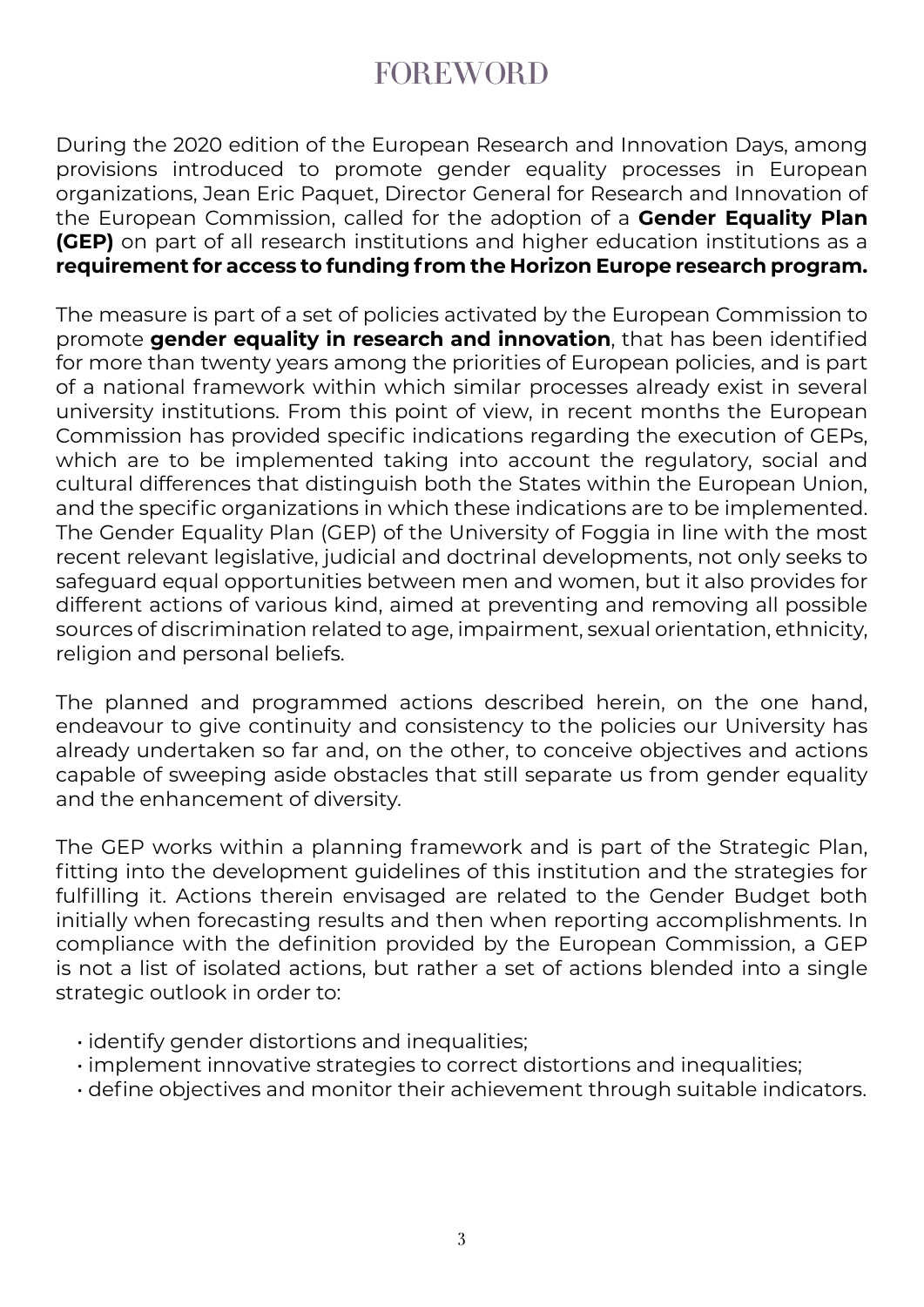# FOREWORD

During the 2020 edition of the European Research and Innovation Days, among provisions introduced to promote gender equality processes in European organizations, Jean Eric Paquet, Director General for Research and Innovation of the European Commission, called for the adoption of a **Gender Equality Plan (GEP)** on part of all research institutions and higher education institutions as a **requirement for access to funding from the Horizon Europe research program.**

The measure is part of a set of policies activated by the European Commission to promote **gender equality in research and innovation**, that has been identified for more than twenty years among the priorities of European policies, and is part of a national framework within which similar processes already exist in several university institutions. From this point of view, in recent months the European Commission has provided specific indications regarding the execution of GEPs, which are to be implemented taking into account the regulatory, social and cultural differences that distinguish both the States within the European Union, and the specific organizations in which these indications are to be implemented. The Gender Equality Plan (GEP) of the University of Foggia in line with the most recent relevant legislative, judicial and doctrinal developments, not only seeks to safeguard equal opportunities between men and women, but it also provides for different actions of various kind, aimed at preventing and removing all possible sources of discrimination related to age, impairment, sexual orientation, ethnicity, religion and personal beliefs.

The planned and programmed actions described herein, on the one hand, endeavour to give continuity and consistency to the policies our University has already undertaken so far and, on the other, to conceive objectives and actions capable of sweeping aside obstacles that still separate us from gender equality and the enhancement of diversity.

The GEP works within a planning framework and is part of the Strategic Plan, fitting into the development guidelines of this institution and the strategies for fulfilling it. Actions therein envisaged are related to the Gender Budget both initially when forecasting results and then when reporting accomplishments. In compliance with the definition provided by the European Commission, a GEP is not a list of isolated actions, but rather a set of actions blended into a single strategic outlook in order to:

- identify gender distortions and inequalities;
- implement innovative strategies to correct distortions and inequalities;
- define objectives and monitor their achievement through suitable indicators.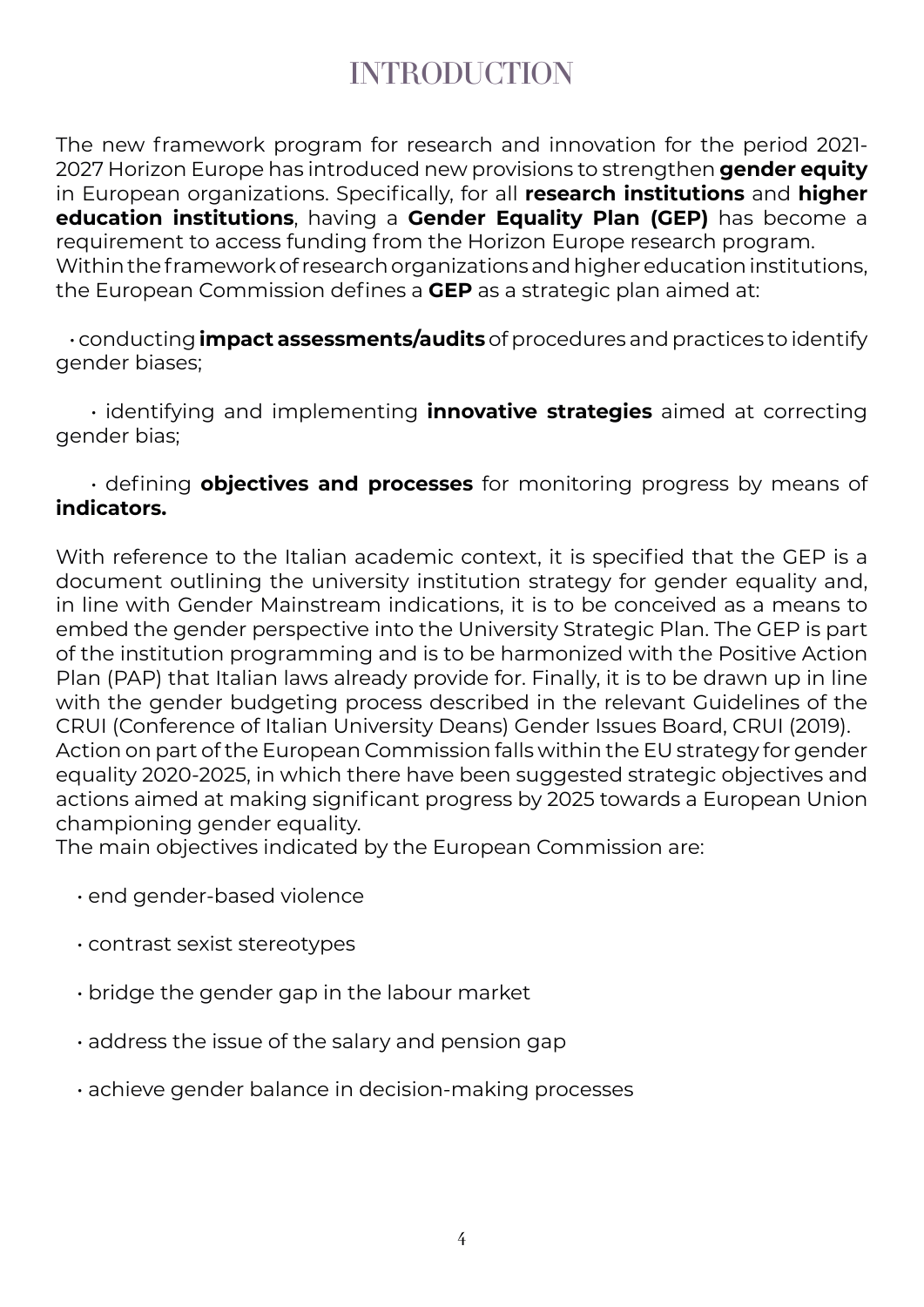# INTRODUCTION

The new framework program for research and innovation for the period 2021-2027 Horizon Europe has introduced new provisions to strengthen **gender equity** in European organizations. Specifically, for all **research institutions** and **higher education institutions**, having a **Gender Equality Plan (GEP)** has become a requirement to access funding from the Horizon Europe research program.
Within the framework of research organizations and higher education institutions, the European Commission defines a **GEP** as a strategic plan aimed at:

- conducting **impact assessments/audits** of procedures and practices to identify gender biases;
- identifying and implementing **innovative strategies** aimed at correcting gender bias;
- defining **objectives and processes** for monitoring progress by means of **indicators.**

With reference to the Italian academic context, it is specified that the GEP is a document outlining the university institution strategy for gender equality and, in line with Gender Mainstream indications, it is to be conceived as a means to embed the gender perspective into the University Strategic Plan. The GEP is part of the institution programming and is to be harmonized with the Positive Action Plan (PAP) that Italian laws already provide for. Finally, it is to be drawn up in line with the gender budgeting process described in the relevant Guidelines of the CRUI (Conference of Italian University Deans) Gender Issues Board, CRUI (2019).
Action on part of the European Commission falls within the EU strategy for gender equality 2020-2025, in which there have been suggested strategic objectives and actions aimed at making significant progress by 2025 towards a European Union championing gender equality.
The main objectives indicated by the European Commission are:

- end gender-based violence
- contrast sexist stereotypes
- bridge the gender gap in the labour market
- address the issue of the salary and pension gap
- achieve gender balance in decision-making processes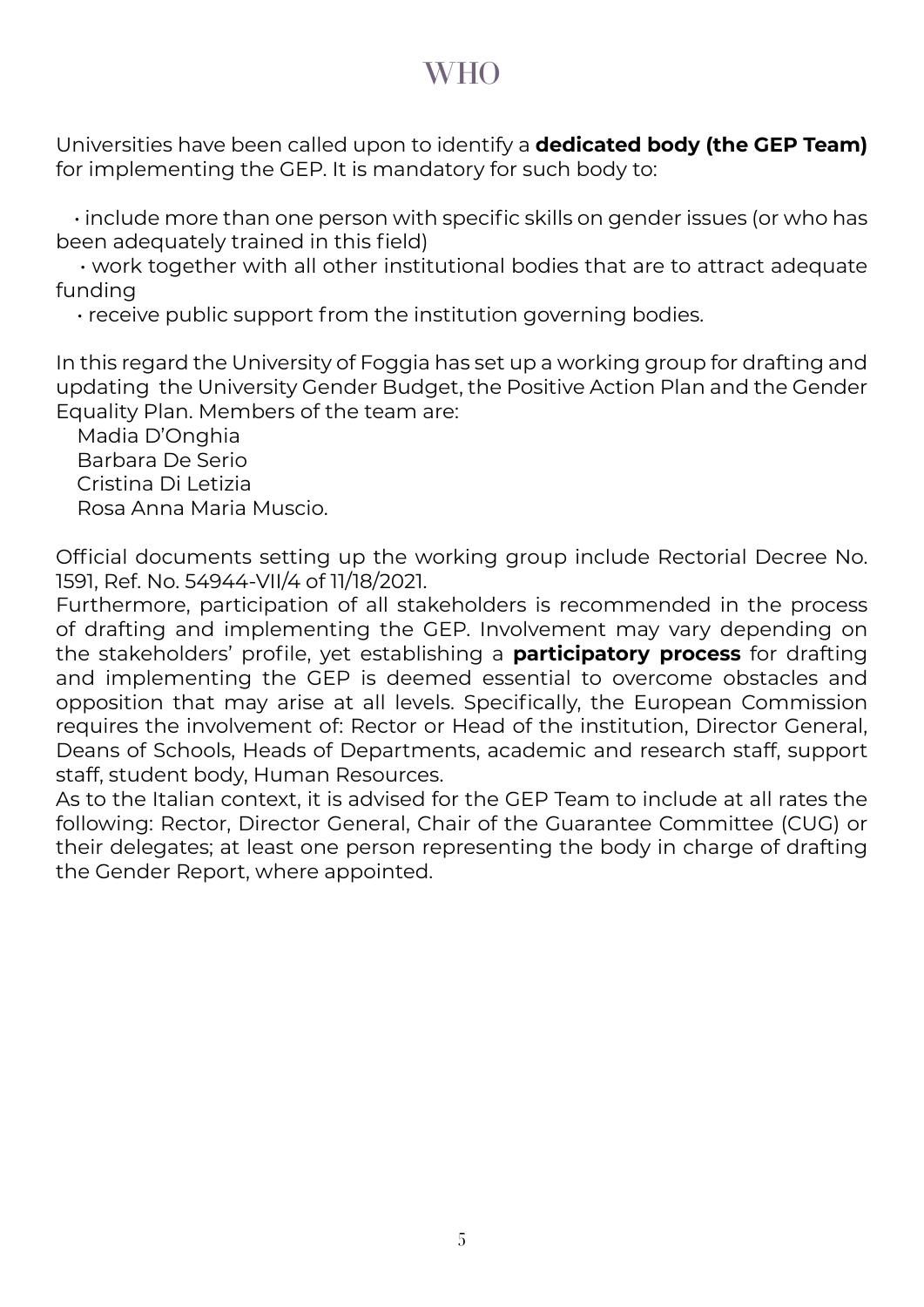# WHO

Universities have been called upon to identify a **dedicated body (the GEP Team)** for implementing the GEP. It is mandatory for such body to:

- include more than one person with specific skills on gender issues (or who has been adequately trained in this field)
- work together with all other institutional bodies that are to attract adequate funding
- receive public support from the institution governing bodies.

In this regard the University of Foggia has set up a working group for drafting and updating the University Gender Budget, the Positive Action Plan and the Gender Equality Plan. Members of the team are:

Madia D'Onghia
Barbara De Serio
Cristina Di Letizia
Rosa Anna Maria Muscio.

Official documents setting up the working group include Rectorial Decree No. 1591, Ref. No. 54944-VII/4 of 11/18/2021.

Furthermore, participation of all stakeholders is recommended in the process of drafting and implementing the GEP. Involvement may vary depending on the stakeholders' profile, yet establishing a **participatory process** for drafting and implementing the GEP is deemed essential to overcome obstacles and opposition that may arise at all levels. Specifically, the European Commission requires the involvement of: Rector or Head of the institution, Director General, Deans of Schools, Heads of Departments, academic and research staff, support staff, student body, Human Resources.

As to the Italian context, it is advised for the GEP Team to include at all rates the following: Rector, Director General, Chair of the Guarantee Committee (CUG) or their delegates; at least one person representing the body in charge of drafting the Gender Report, where appointed.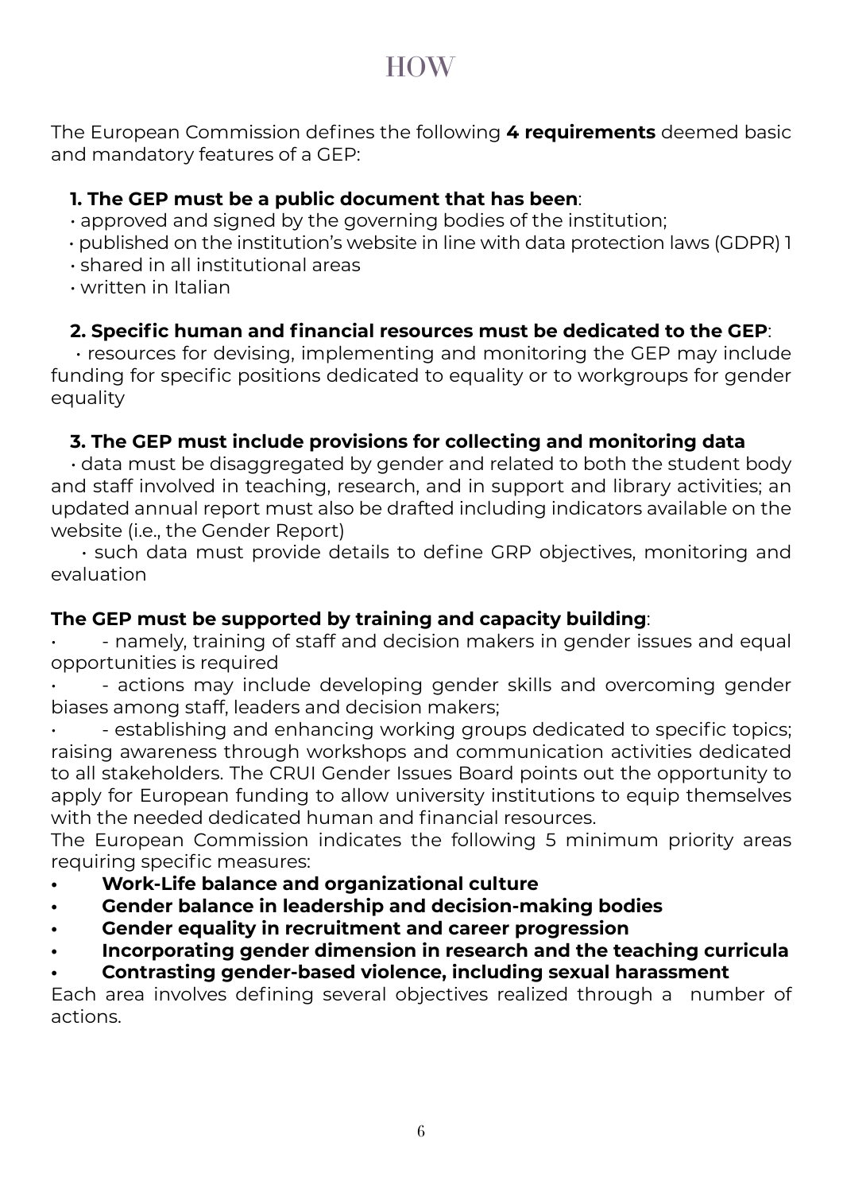# HOW

The European Commission defines the following **4 requirements** deemed basic and mandatory features of a GEP:

**1. The GEP must be a public document that has been**:

- approved and signed by the governing bodies of the institution;
- published on the institution's website in line with data protection laws (GDPR) 1
- shared in all institutional areas
- written in Italian

**2. Specific human and financial resources must be dedicated to the GEP**:

- resources for devising, implementing and monitoring the GEP may include funding for specific positions dedicated to equality or to workgroups for gender equality

**3. The GEP must include provisions for collecting and monitoring data**

- data must be disaggregated by gender and related to both the student body and staff involved in teaching, research, and in support and library activities; an updated annual report must also be drafted including indicators available on the website (i.e., the Gender Report)
- such data must provide details to define GRP objectives, monitoring and evaluation

**The GEP must be supported by training and capacity building**:

- - namely, training of staff and decision makers in gender issues and equal opportunities is required
- - actions may include developing gender skills and overcoming gender biases among staff, leaders and decision makers;
- - establishing and enhancing working groups dedicated to specific topics; raising awareness through workshops and communication activities dedicated to all stakeholders. The CRUI Gender Issues Board points out the opportunity to apply for European funding to allow university institutions to equip themselves with the needed dedicated human and financial resources.

The European Commission indicates the following 5 minimum priority areas requiring specific measures:

- **Work-Life balance and organizational culture**
- **Gender balance in leadership and decision-making bodies**
- **Gender equality in recruitment and career progression**
- **Incorporating gender dimension in research and the teaching curricula**
- **Contrasting gender-based violence, including sexual harassment**

Each area involves defining several objectives realized through a number of actions.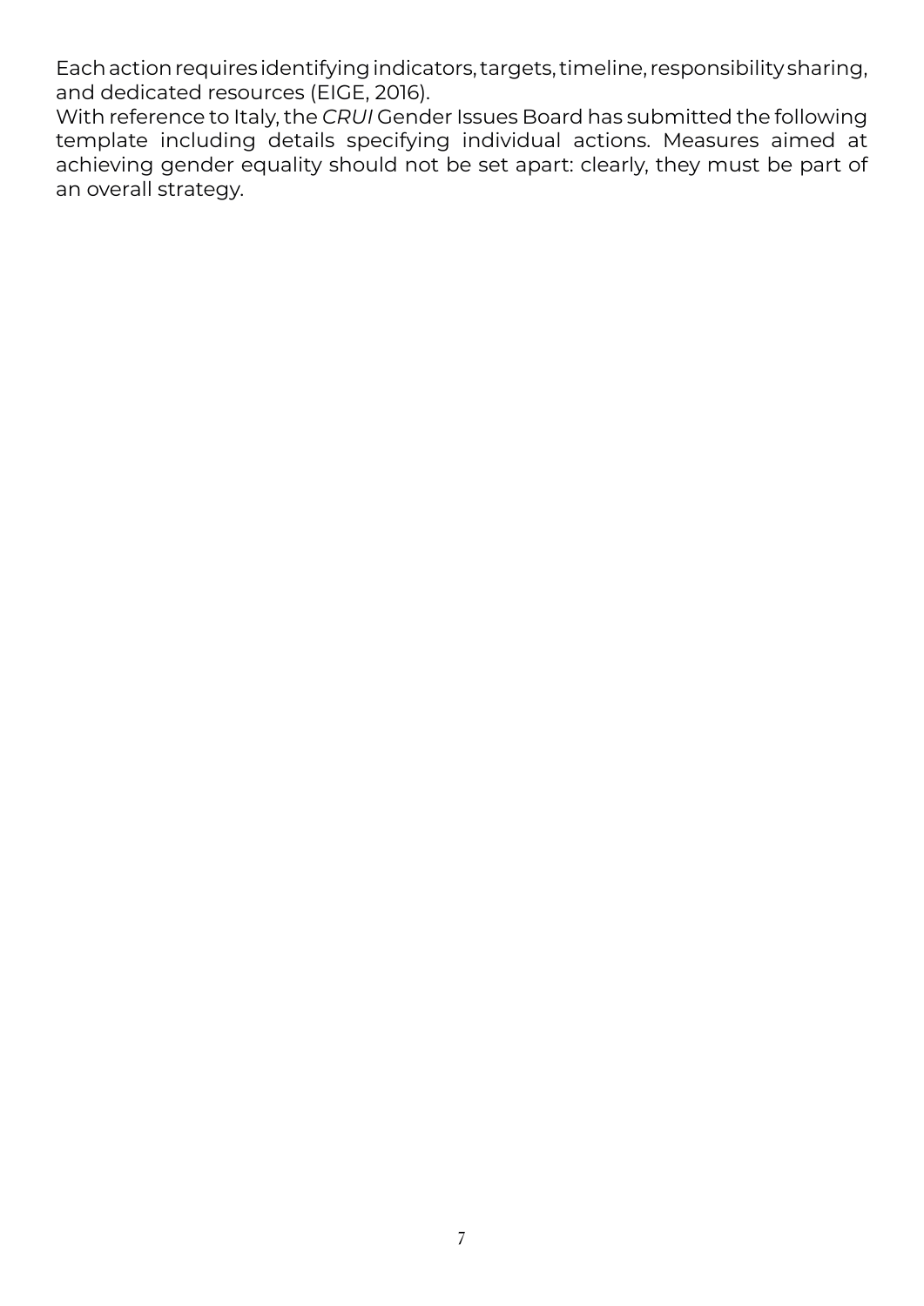Each action requires identifying indicators, targets, timeline, responsibility sharing, and dedicated resources (EIGE, 2016).
With reference to Italy, the *CRUI* Gender Issues Board has submitted the following template including details specifying individual actions. Measures aimed at achieving gender equality should not be set apart: clearly, they must be part of an overall strategy.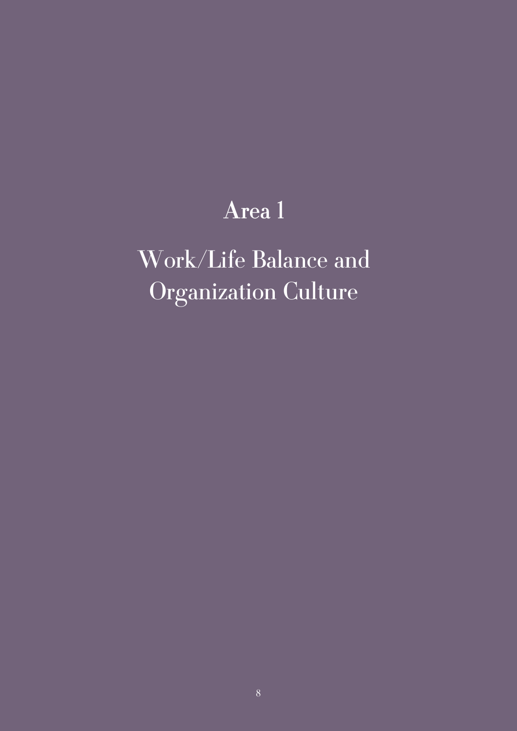# Area 1

# Work/Life Balance and Organization Culture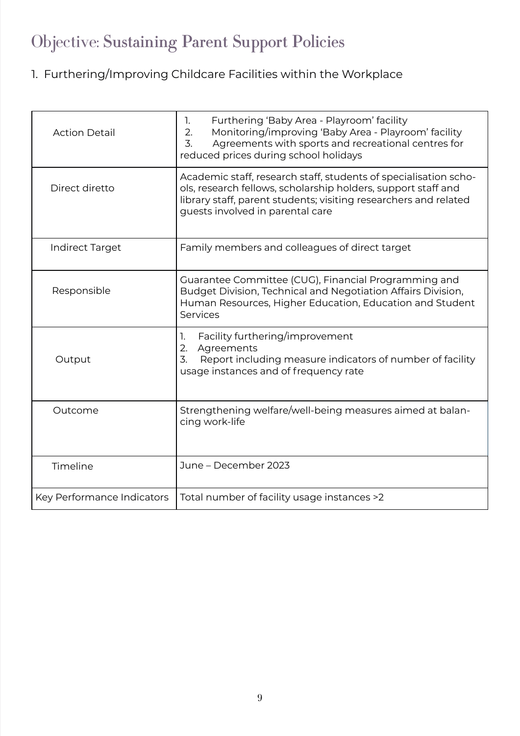# Objective: Sustaining Parent Support Policies

1. Furthering/Improving Childcare Facilities within the Workplace

| | |
|---|---|
| Action Detail | 1. Furthering 'Baby Area - Playroom' facility<br>2. Monitoring/improving 'Baby Area - Playroom' facility<br>3. Agreements with sports and recreational centres for reduced prices during school holidays |
| Direct diretto | Academic staff, research staff, students of specialisation schools, research fellows, scholarship holders, support staff and library staff, parent students; visiting researchers and related guests involved in parental care |
| Indirect Target | Family members and colleagues of direct target |
| Responsible | Guarantee Committee (CUG), Financial Programming and Budget Division, Technical and Negotiation Affairs Division, Human Resources, Higher Education, Education and Student Services |
| Output | 1. Facility furthering/improvement<br>2. Agreements<br>3. Report including measure indicators of number of facility usage instances and of frequency rate |
| Outcome | Strengthening welfare/well-being measures aimed at balancing work-life |
| Timeline | June – December 2023 |
| Key Performance Indicators | Total number of facility usage instances >2 |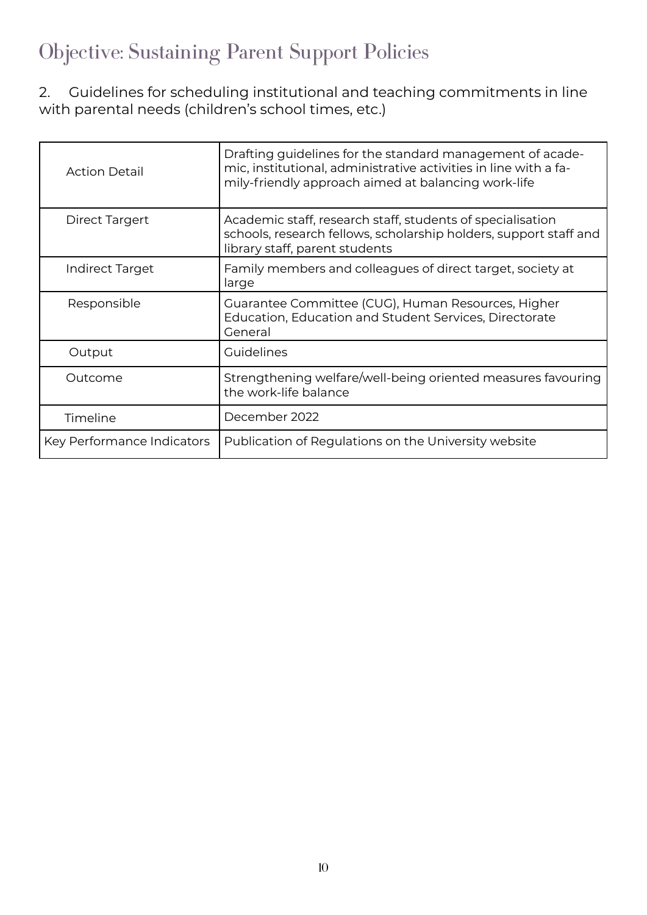# Objective: Sustaining Parent Support Policies

2. Guidelines for scheduling institutional and teaching commitments in line with parental needs (children's school times, etc.)

| | |
|---|---|
| Action Detail | Drafting guidelines for the standard management of academic, institutional, administrative activities in line with a family-friendly approach aimed at balancing work-life |
| Direct Targert | Academic staff, research staff, students of specialisation schools, research fellows, scholarship holders, support staff and library staff, parent students |
| Indirect Target | Family members and colleagues of direct target, society at large |
| Responsible | Guarantee Committee (CUG), Human Resources, Higher Education, Education and Student Services, Directorate General |
| Output | Guidelines |
| Outcome | Strengthening welfare/well-being oriented measures favouring the work-life balance |
| Timeline | December 2022 |
| Key Performance Indicators | Publication of Regulations on the University website |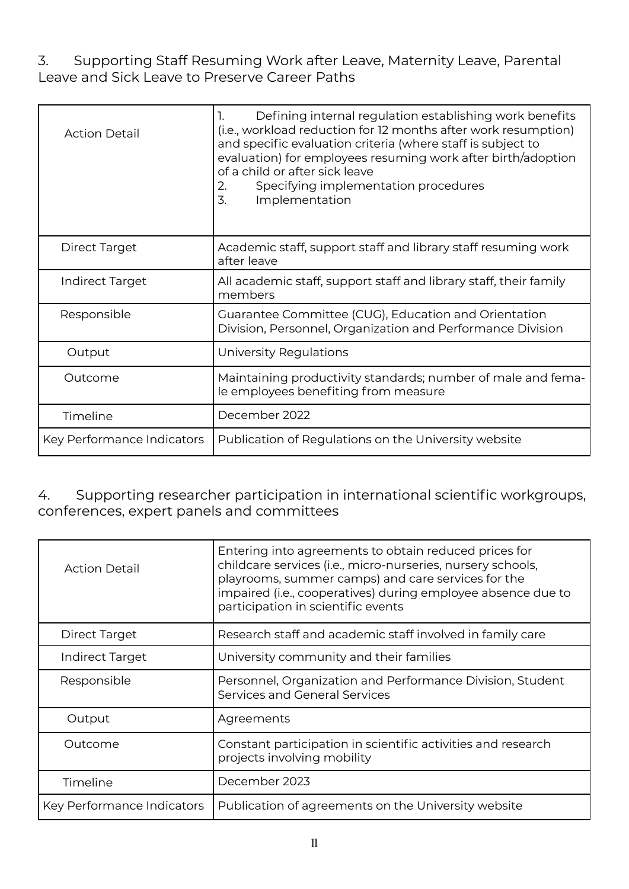## 3. Supporting Staff Resuming Work after Leave, Maternity Leave, Parental Leave and Sick Leave to Preserve Career Paths

| | |
|---|---|
| Action Detail | 1. Defining internal regulation establishing work benefits (i.e., workload reduction for 12 months after work resumption) and specific evaluation criteria (where staff is subject to evaluation) for employees resuming work after birth/adoption of a child or after sick leave<br>2. Specifying implementation procedures<br>3. Implementation |
| Direct Target | Academic staff, support staff and library staff resuming work after leave |
| Indirect Target | All academic staff, support staff and library staff, their family members |
| Responsible | Guarantee Committee (CUG), Education and Orientation Division, Personnel, Organization and Performance Division |
| Output | University Regulations |
| Outcome | Maintaining productivity standards; number of male and female employees benefiting from measure |
| Timeline | December 2022 |
| Key Performance Indicators | Publication of Regulations on the University website |

## 4. Supporting researcher participation in international scientific workgroups, conferences, expert panels and committees

| | |
|---|---|
| Action Detail | Entering into agreements to obtain reduced prices for childcare services (i.e., micro-nurseries, nursery schools, playrooms, summer camps) and care services for the impaired (i.e., cooperatives) during employee absence due to participation in scientific events |
| Direct Target | Research staff and academic staff involved in family care |
| Indirect Target | University community and their families |
| Responsible | Personnel, Organization and Performance Division, Student Services and General Services |
| Output | Agreements |
| Outcome | Constant participation in scientific activities and research projects involving mobility |
| Timeline | December 2023 |
| Key Performance Indicators | Publication of agreements on the University website |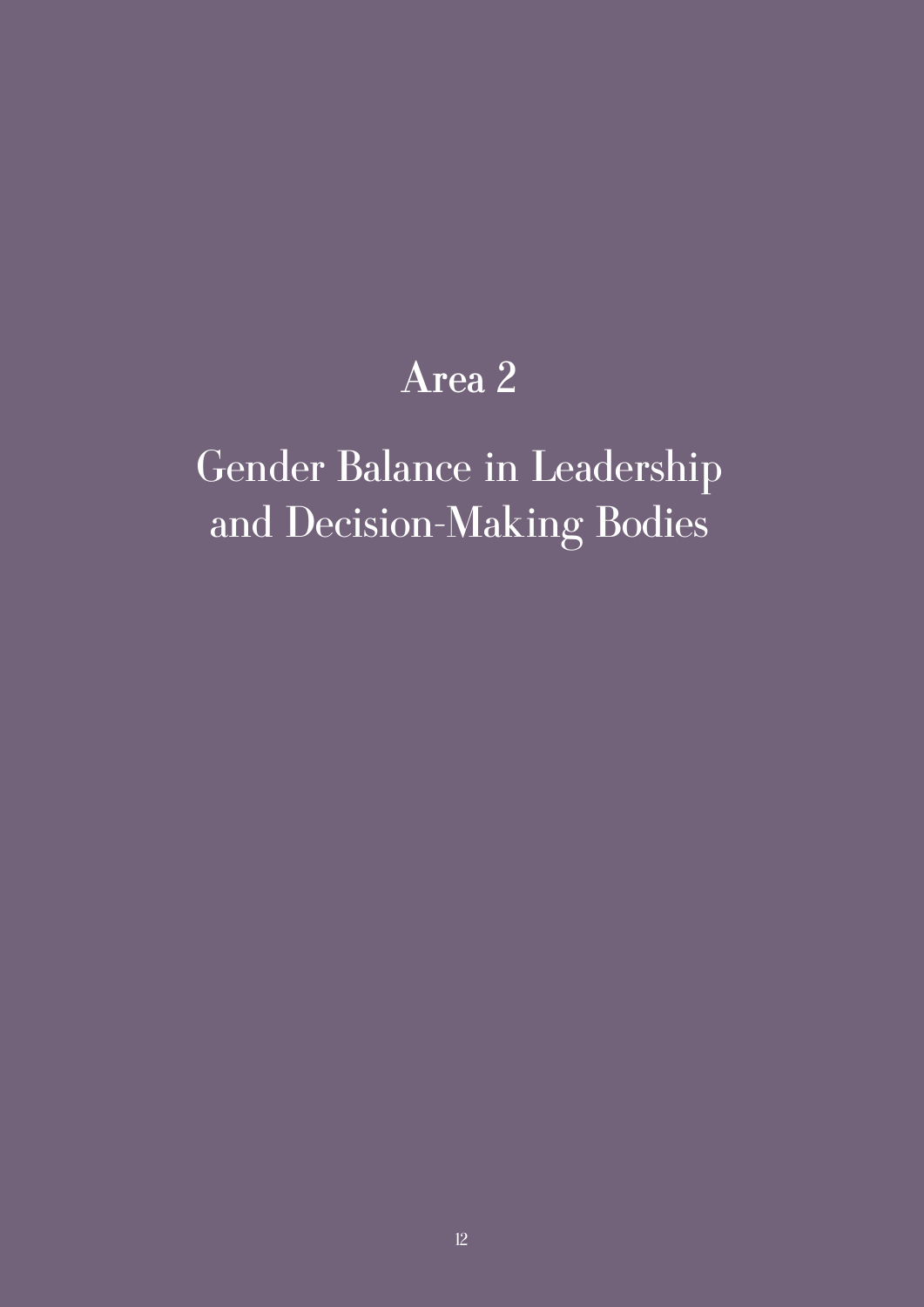# Area 2

# Gender Balance in Leadership and Decision-Making Bodies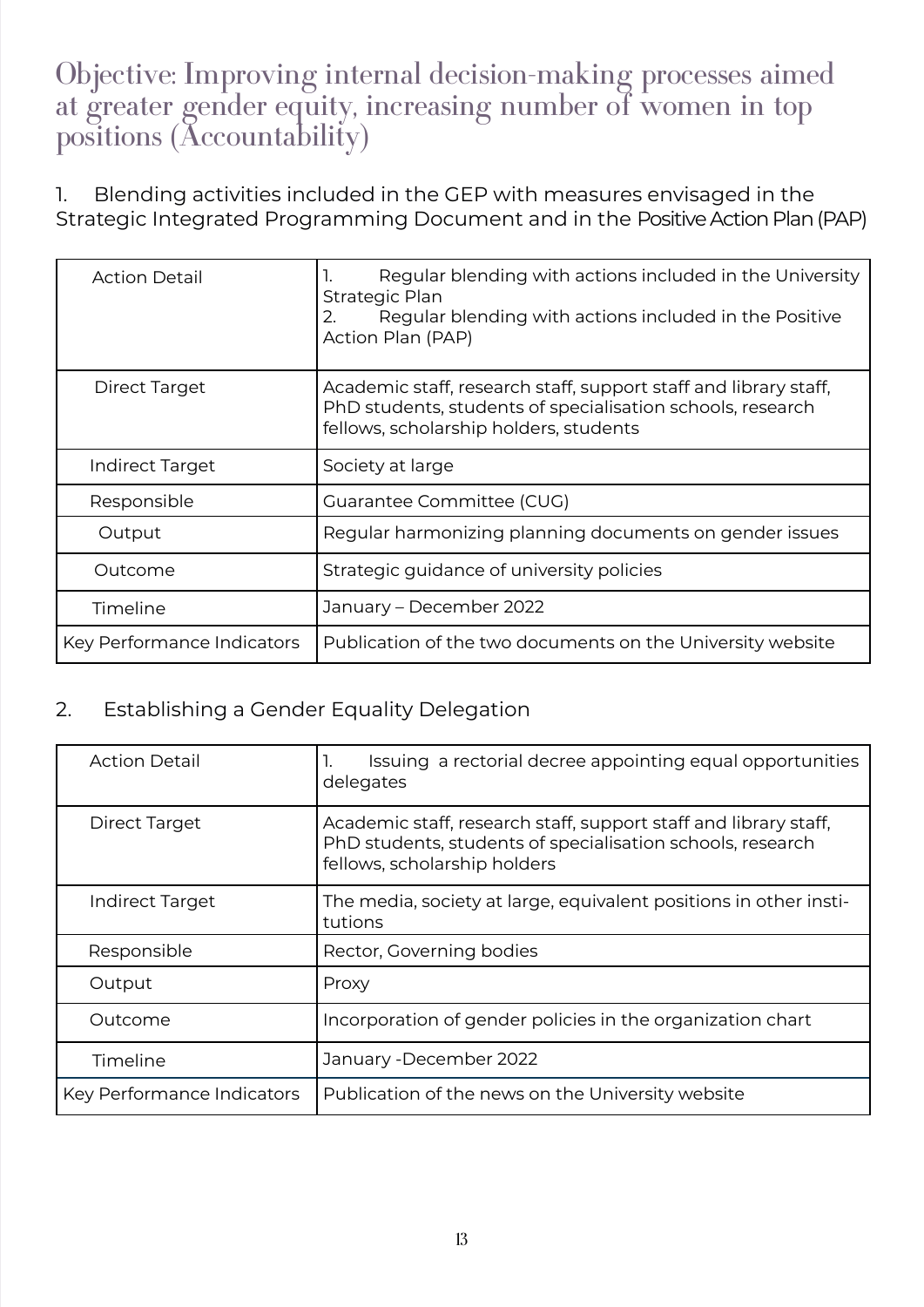# Objective: Improving internal decision-making processes aimed at greater gender equity, increasing number of women in top positions (Accountability)

## 1. Blending activities included in the GEP with measures envisaged in the Strategic Integrated Programming Document and in the Positive Action Plan (PAP)

| | |
|---|---|
| Action Detail | 1. Regular blending with actions included in the University Strategic Plan<br>2. Regular blending with actions included in the Positive Action Plan (PAP) |
| Direct Target | Academic staff, research staff, support staff and library staff, PhD students, students of specialisation schools, research fellows, scholarship holders, students |
| Indirect Target | Society at large |
| Responsible | Guarantee Committee (CUG) |
| Output | Regular harmonizing planning documents on gender issues |
| Outcome | Strategic guidance of university policies |
| Timeline | January – December 2022 |
| Key Performance Indicators | Publication of the two documents on the University website |

## 2. Establishing a Gender Equality Delegation

| | |
|---|---|
| Action Detail | 1. Issuing a rectorial decree appointing equal opportunities delegates |
| Direct Target | Academic staff, research staff, support staff and library staff, PhD students, students of specialisation schools, research fellows, scholarship holders |
| Indirect Target | The media, society at large, equivalent positions in other institutions |
| Responsible | Rector, Governing bodies |
| Output | Proxy |
| Outcome | Incorporation of gender policies in the organization chart |
| Timeline | January -December 2022 |
| Key Performance Indicators | Publication of the news on the University website |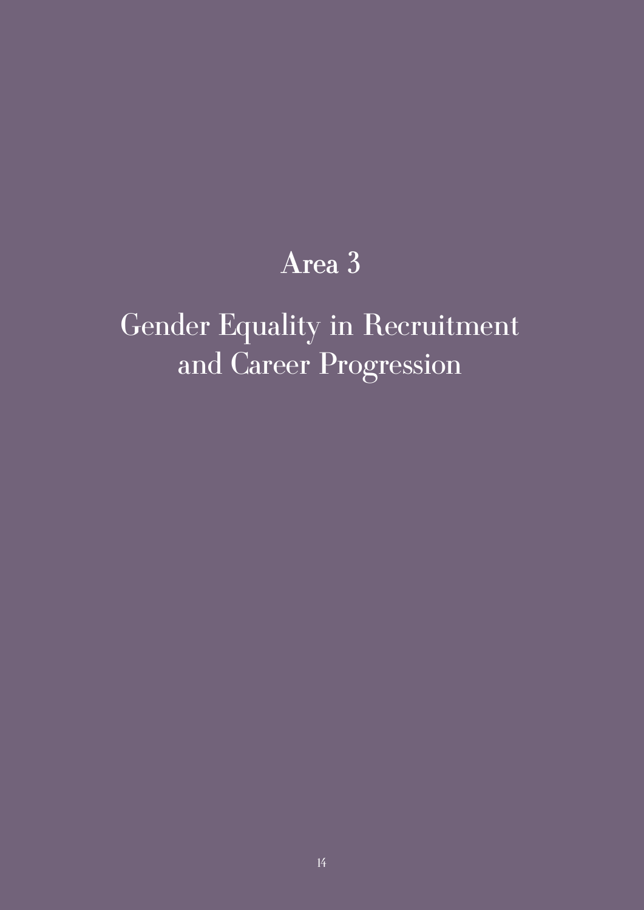# Area 3

# Gender Equality in Recruitment and Career Progression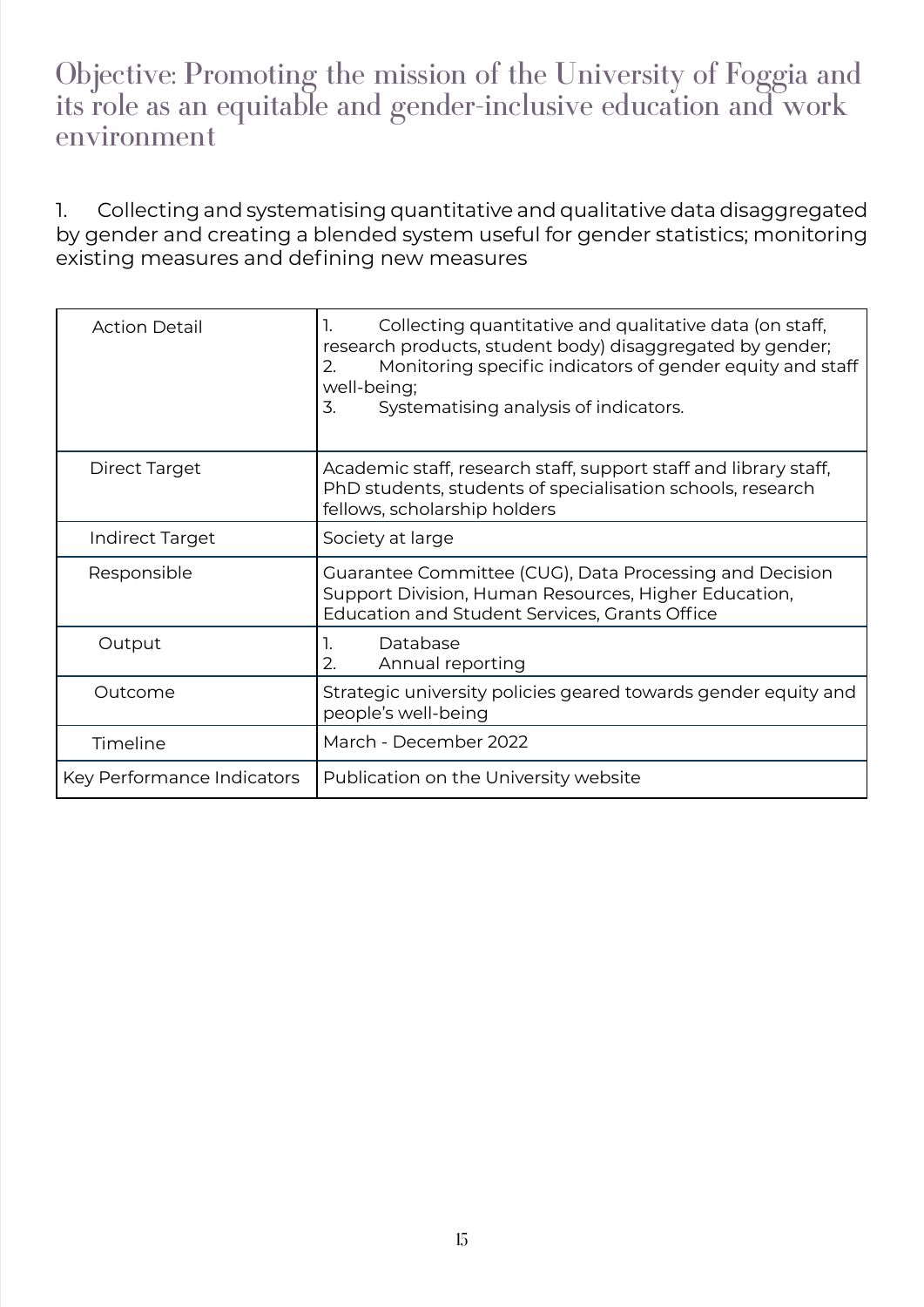# Objective: Promoting the mission of the University of Foggia and its role as an equitable and gender-inclusive education and work environment

1. Collecting and systematising quantitative and qualitative data disaggregated by gender and creating a blended system useful for gender statistics; monitoring existing measures and defining new measures

| Action Detail | 1. Collecting quantitative and qualitative data (on staff, research products, student body) disaggregated by gender;<br>2. Monitoring specific indicators of gender equity and staff well-being;<br>3. Systematising analysis of indicators. |
|---|---|
| Direct Target | Academic staff, research staff, support staff and library staff, PhD students, students of specialisation schools, research fellows, scholarship holders |
| Indirect Target | Society at large |
| Responsible | Guarantee Committee (CUG), Data Processing and Decision Support Division, Human Resources, Higher Education, Education and Student Services, Grants Office |
| Output | 1. Database<br>2. Annual reporting |
| Outcome | Strategic university policies geared towards gender equity and people's well-being |
| Timeline | March - December 2022 |
| Key Performance Indicators | Publication on the University website |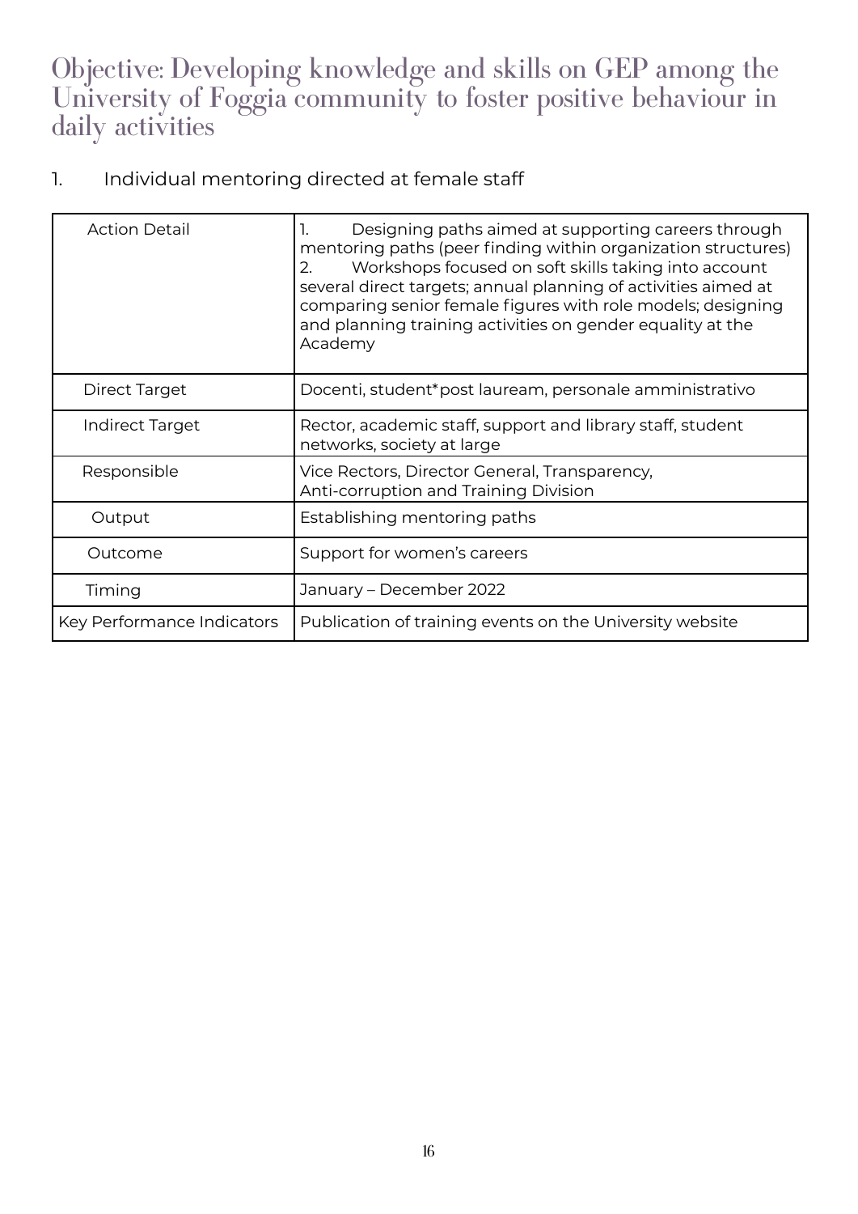# Objective: Developing knowledge and skills on GEP among the University of Foggia community to foster positive behaviour in daily activities

1. Individual mentoring directed at female staff

| Action Detail | 1. Designing paths aimed at supporting careers through mentoring paths (peer finding within organization structures)<br>2. Workshops focused on soft skills taking into account several direct targets; annual planning of activities aimed at comparing senior female figures with role models; designing and planning training activities on gender equality at the Academy |
|---|---|
| Direct Target | Docenti, student*post lauream, personale amministrativo |
| Indirect Target | Rector, academic staff, support and library staff, student networks, society at large |
| Responsible | Vice Rectors, Director General, Transparency, Anti-corruption and Training Division |
| Output | Establishing mentoring paths |
| Outcome | Support for women's careers |
| Timing | January – December 2022 |
| Key Performance Indicators | Publication of training events on the University website |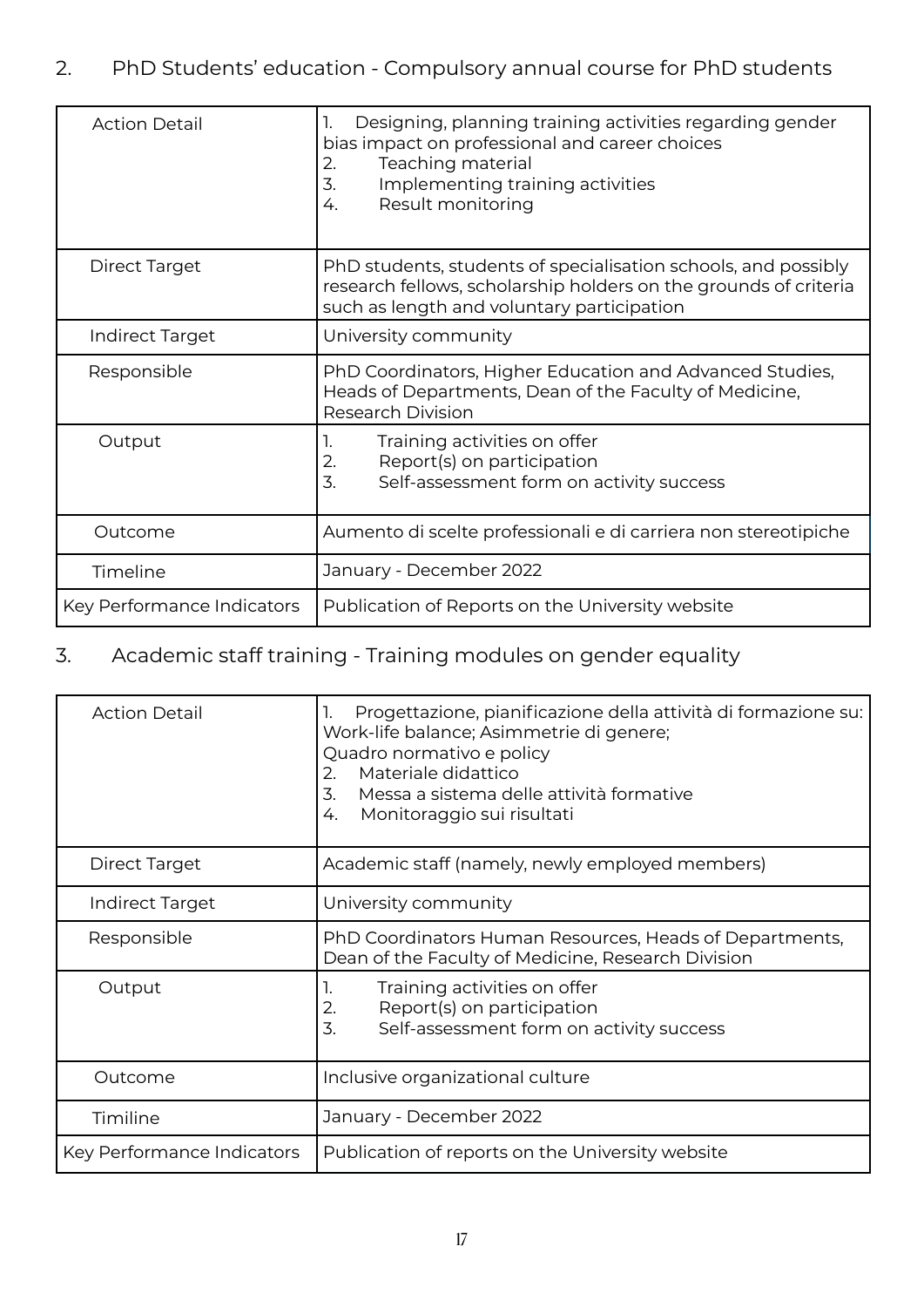## 2. PhD Students' education - Compulsory annual course for PhD students

| | |
|---|---|
| Action Detail | 1. Designing, planning training activities regarding gender bias impact on professional and career choices<br>2. Teaching material<br>3. Implementing training activities<br>4. Result monitoring |
| Direct Target | PhD students, students of specialisation schools, and possibly research fellows, scholarship holders on the grounds of criteria such as length and voluntary participation |
| Indirect Target | University community |
| Responsible | PhD Coordinators, Higher Education and Advanced Studies, Heads of Departments, Dean of the Faculty of Medicine, Research Division |
| Output | 1. Training activities on offer<br>2. Report(s) on participation<br>3. Self-assessment form on activity success |
| Outcome | Aumento di scelte professionali e di carriera non stereotipiche |
| Timeline | January - December 2022 |
| Key Performance Indicators | Publication of Reports on the University website |

## 3. Academic staff training - Training modules on gender equality

| | |
|---|---|
| Action Detail | 1. Progettazione, pianificazione della attività di formazione su: Work-life balance; Asimmetrie di genere; Quadro normativo e policy<br>2. Materiale didattico<br>3. Messa a sistema delle attività formative<br>4. Monitoraggio sui risultati |
| Direct Target | Academic staff (namely, newly employed members) |
| Indirect Target | University community |
| Responsible | PhD Coordinators Human Resources, Heads of Departments, Dean of the Faculty of Medicine, Research Division |
| Output | 1. Training activities on offer<br>2. Report(s) on participation<br>3. Self-assessment form on activity success |
| Outcome | Inclusive organizational culture |
| Timiline | January - December 2022 |
| Key Performance Indicators | Publication of reports on the University website |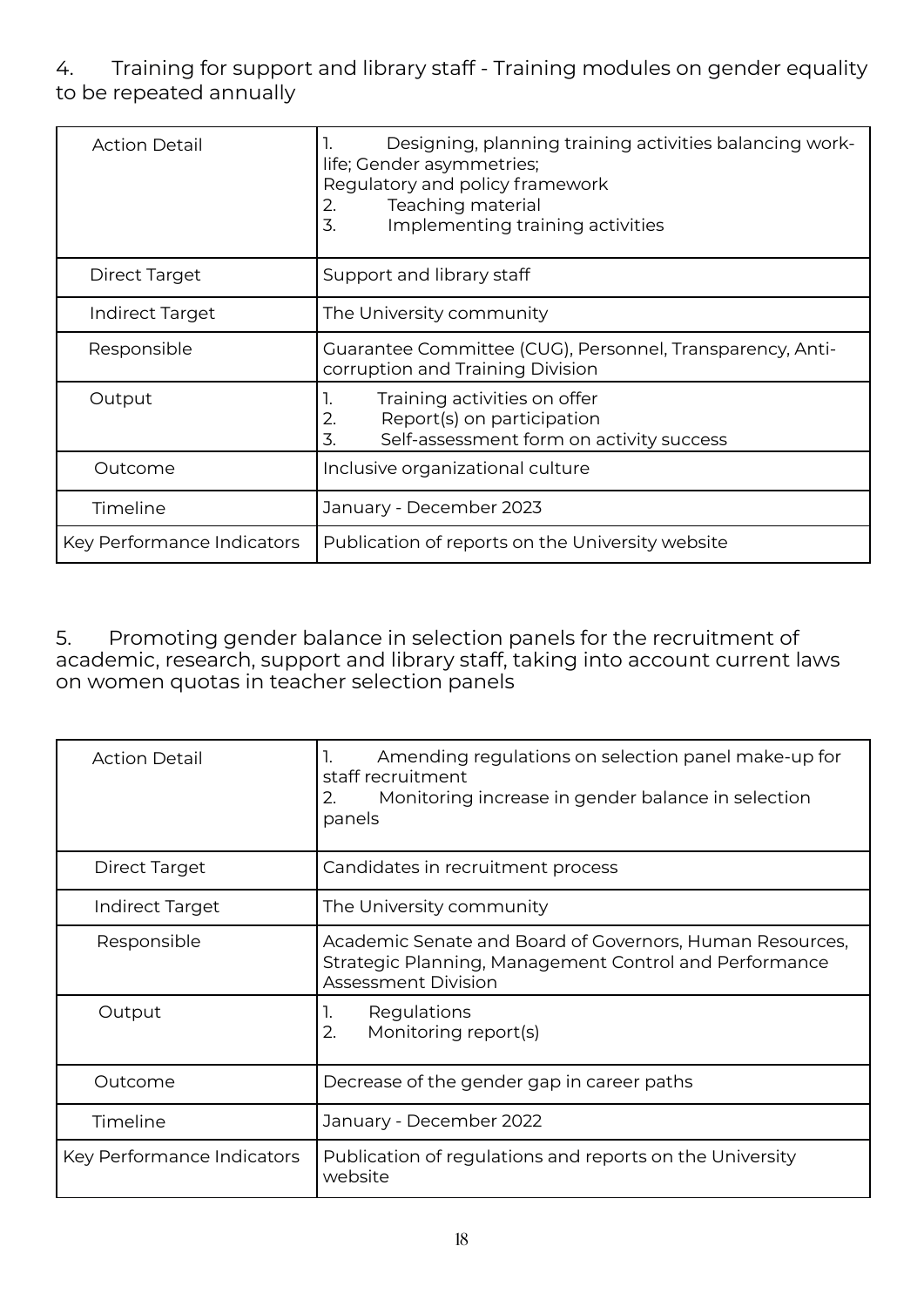4. Training for support and library staff - Training modules on gender equality to be repeated annually

| Action Detail | 1. Designing, planning training activities balancing work-life; Gender asymmetries; Regulatory and policy framework<br>2. Teaching material<br>3. Implementing training activities |
|---|---|
| Direct Target | Support and library staff |
| Indirect Target | The University community |
| Responsible | Guarantee Committee (CUG), Personnel, Transparency, Anti-corruption and Training Division |
| Output | 1. Training activities on offer<br>2. Report(s) on participation<br>3. Self-assessment form on activity success |
| Outcome | Inclusive organizational culture |
| Timeline | January - December 2023 |
| Key Performance Indicators | Publication of reports on the University website |

5. Promoting gender balance in selection panels for the recruitment of academic, research, support and library staff, taking into account current laws on women quotas in teacher selection panels

| Action Detail | 1. Amending regulations on selection panel make-up for staff recruitment<br>2. Monitoring increase in gender balance in selection panels |
|---|---|
| Direct Target | Candidates in recruitment process |
| Indirect Target | The University community |
| Responsible | Academic Senate and Board of Governors, Human Resources, Strategic Planning, Management Control and Performance Assessment Division |
| Output | 1. Regulations<br>2. Monitoring report(s) |
| Outcome | Decrease of the gender gap in career paths |
| Timeline | January - December 2022 |
| Key Performance Indicators | Publication of regulations and reports on the University website |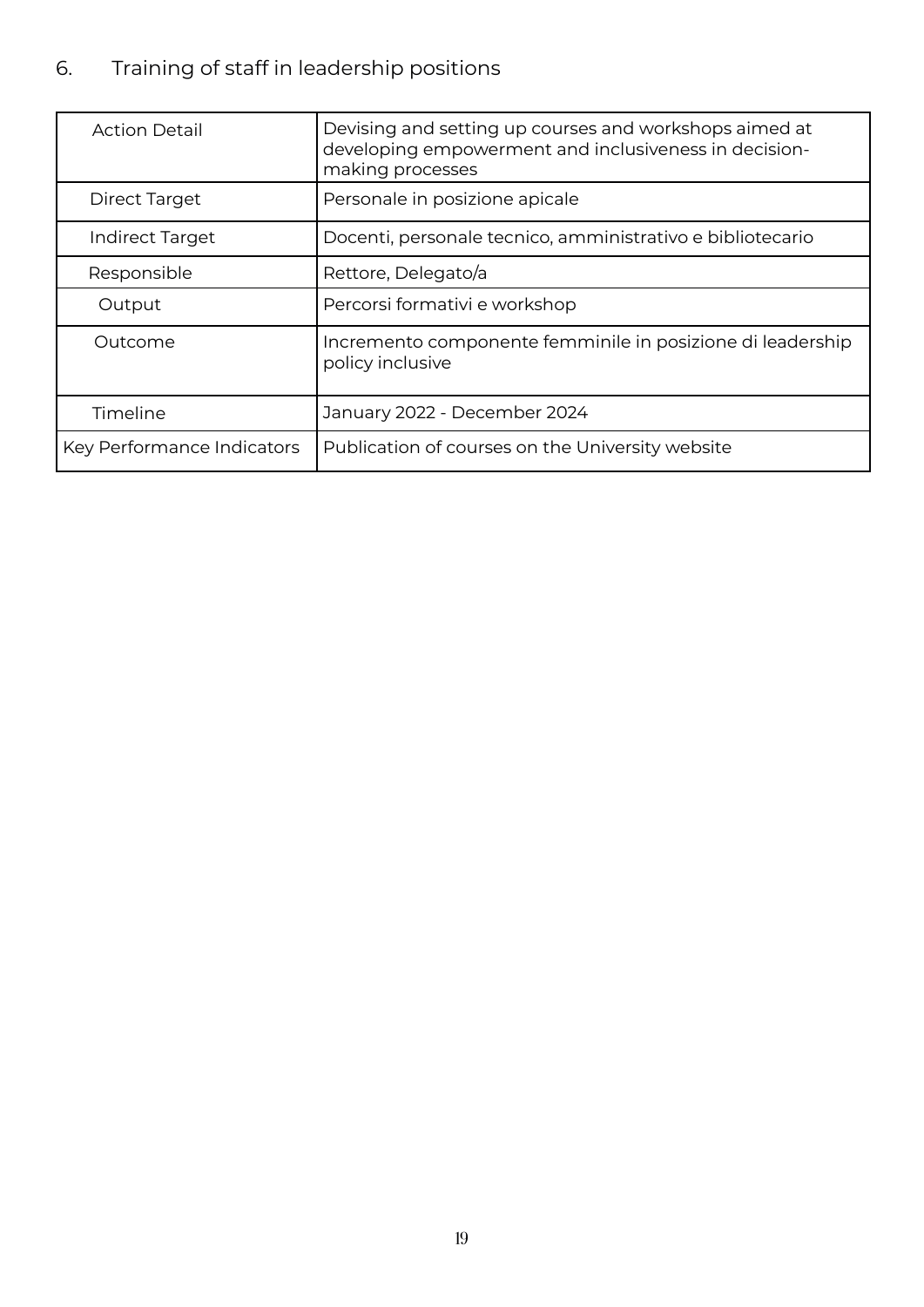## 6. Training of staff in leadership positions

| Action Detail | Devising and setting up courses and workshops aimed at developing empowerment and inclusiveness in decision-making processes |
|---|---|
| Direct Target | Personale in posizione apicale |
| Indirect Target | Docenti, personale tecnico, amministrativo e bibliotecario |
| Responsible | Rettore, Delegato/a |
| Output | Percorsi formativi e workshop |
| Outcome | Incremento componente femminile in posizione di leadership policy inclusive |
| Timeline | January 2022 - December 2024 |
| Key Performance Indicators | Publication of courses on the University website |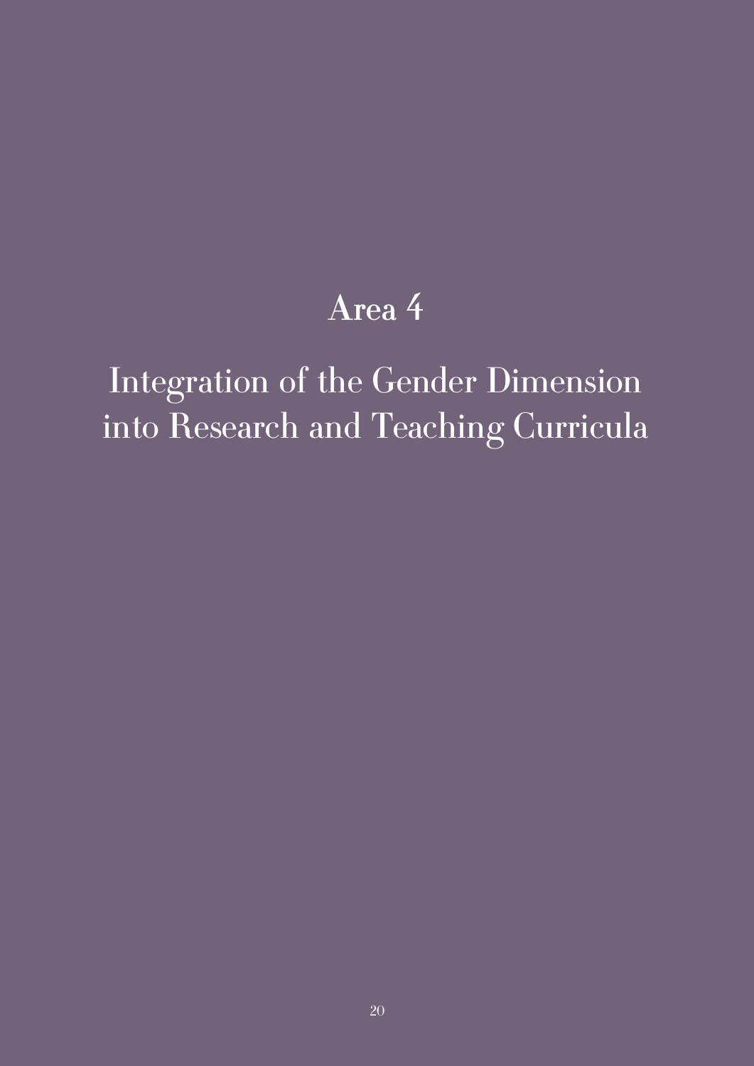# Area 4

# Integration of the Gender Dimension into Research and Teaching Curricula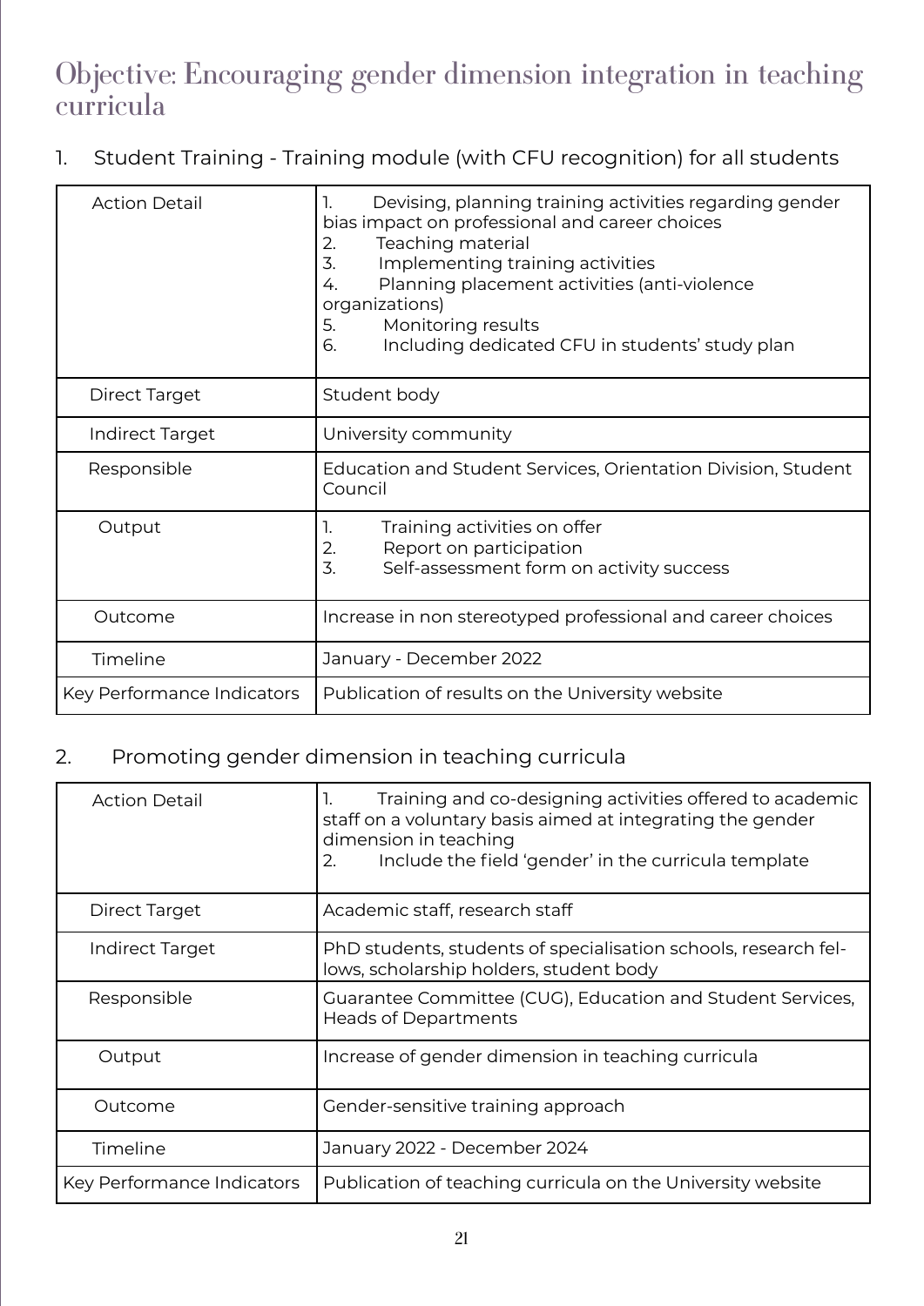# Objective: Encouraging gender dimension integration in teaching curricula

## 1. Student Training - Training module (with CFU recognition) for all students

| | |
|---|---|
| Action Detail | 1. Devising, planning training activities regarding gender bias impact on professional and career choices<br>2. Teaching material<br>3. Implementing training activities<br>4. Planning placement activities (anti-violence organizations)<br>5. Monitoring results<br>6. Including dedicated CFU in students' study plan |
| Direct Target | Student body |
| Indirect Target | University community |
| Responsible | Education and Student Services, Orientation Division, Student Council |
| Output | 1. Training activities on offer<br>2. Report on participation<br>3. Self-assessment form on activity success |
| Outcome | Increase in non stereotyped professional and career choices |
| Timeline | January - December 2022 |
| Key Performance Indicators | Publication of results on the University website |

## 2. Promoting gender dimension in teaching curricula

| | |
|---|---|
| Action Detail | 1. Training and co-designing activities offered to academic staff on a voluntary basis aimed at integrating the gender dimension in teaching<br>2. Include the field 'gender' in the curricula template |
| Direct Target | Academic staff, research staff |
| Indirect Target | PhD students, students of specialisation schools, research fellows, scholarship holders, student body |
| Responsible | Guarantee Committee (CUG), Education and Student Services, Heads of Departments |
| Output | Increase of gender dimension in teaching curricula |
| Outcome | Gender-sensitive training approach |
| Timeline | January 2022 - December 2024 |
| Key Performance Indicators | Publication of teaching curricula on the University website |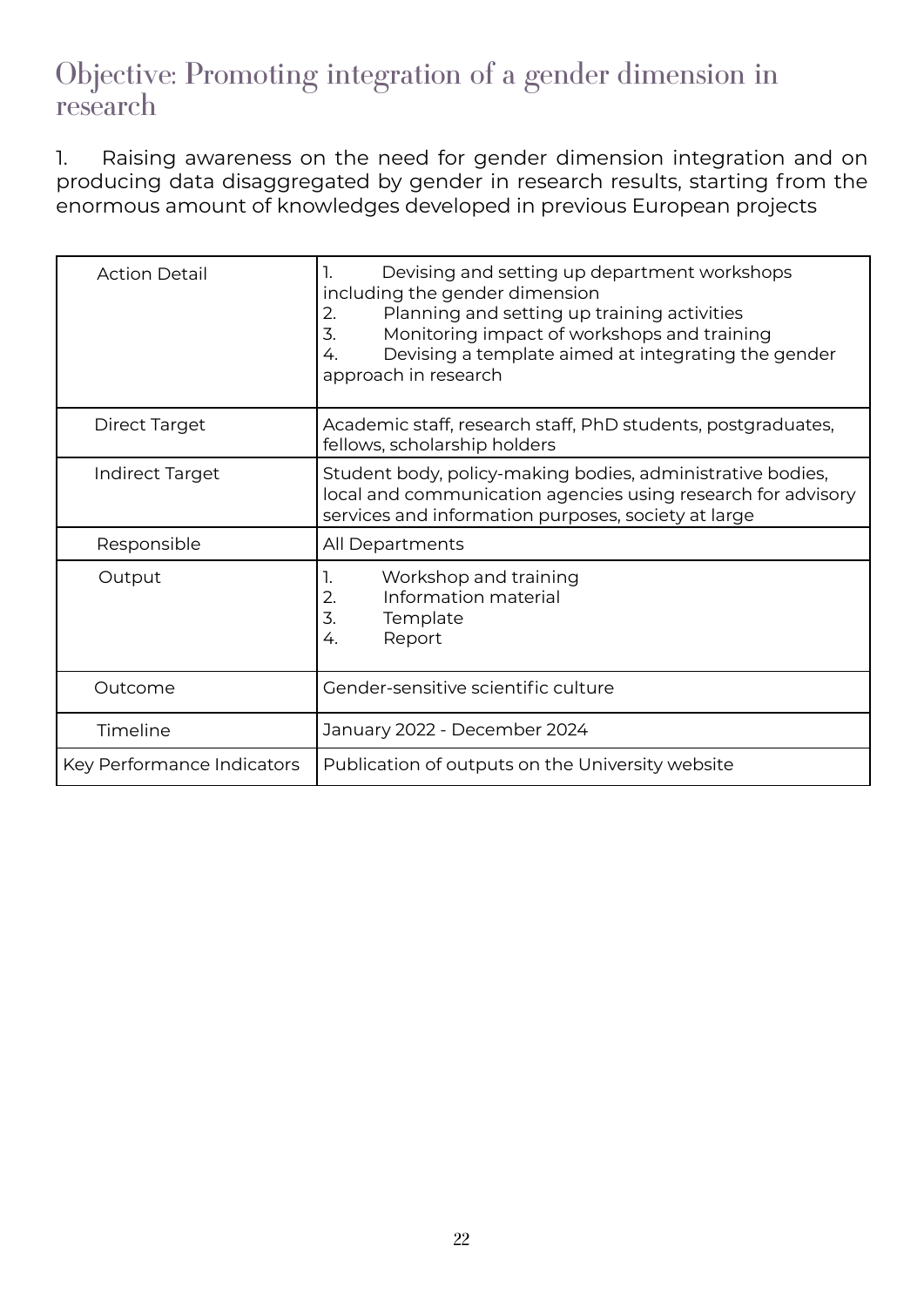# Objective: Promoting integration of a gender dimension in research

1. Raising awareness on the need for gender dimension integration and on producing data disaggregated by gender in research results, starting from the enormous amount of knowledges developed in previous European projects

| | |
|---|---|
| Action Detail | 1. Devising and setting up department workshops including the gender dimension<br>2. Planning and setting up training activities<br>3. Monitoring impact of workshops and training<br>4. Devising a template aimed at integrating the gender approach in research |
| Direct Target | Academic staff, research staff, PhD students, postgraduates, fellows, scholarship holders |
| Indirect Target | Student body, policy-making bodies, administrative bodies, local and communication agencies using research for advisory services and information purposes, society at large |
| Responsible | All Departments |
| Output | 1. Workshop and training<br>2. Information material<br>3. Template<br>4. Report |
| Outcome | Gender-sensitive scientific culture |
| Timeline | January 2022 - December 2024 |
| Key Performance Indicators | Publication of outputs on the University website |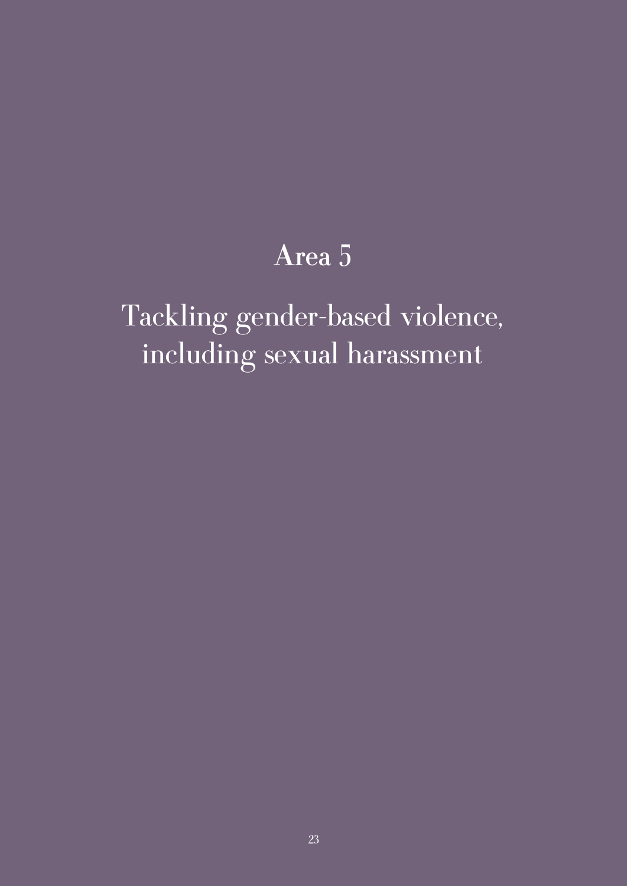# Area 5

# Tackling gender-based violence, including sexual harassment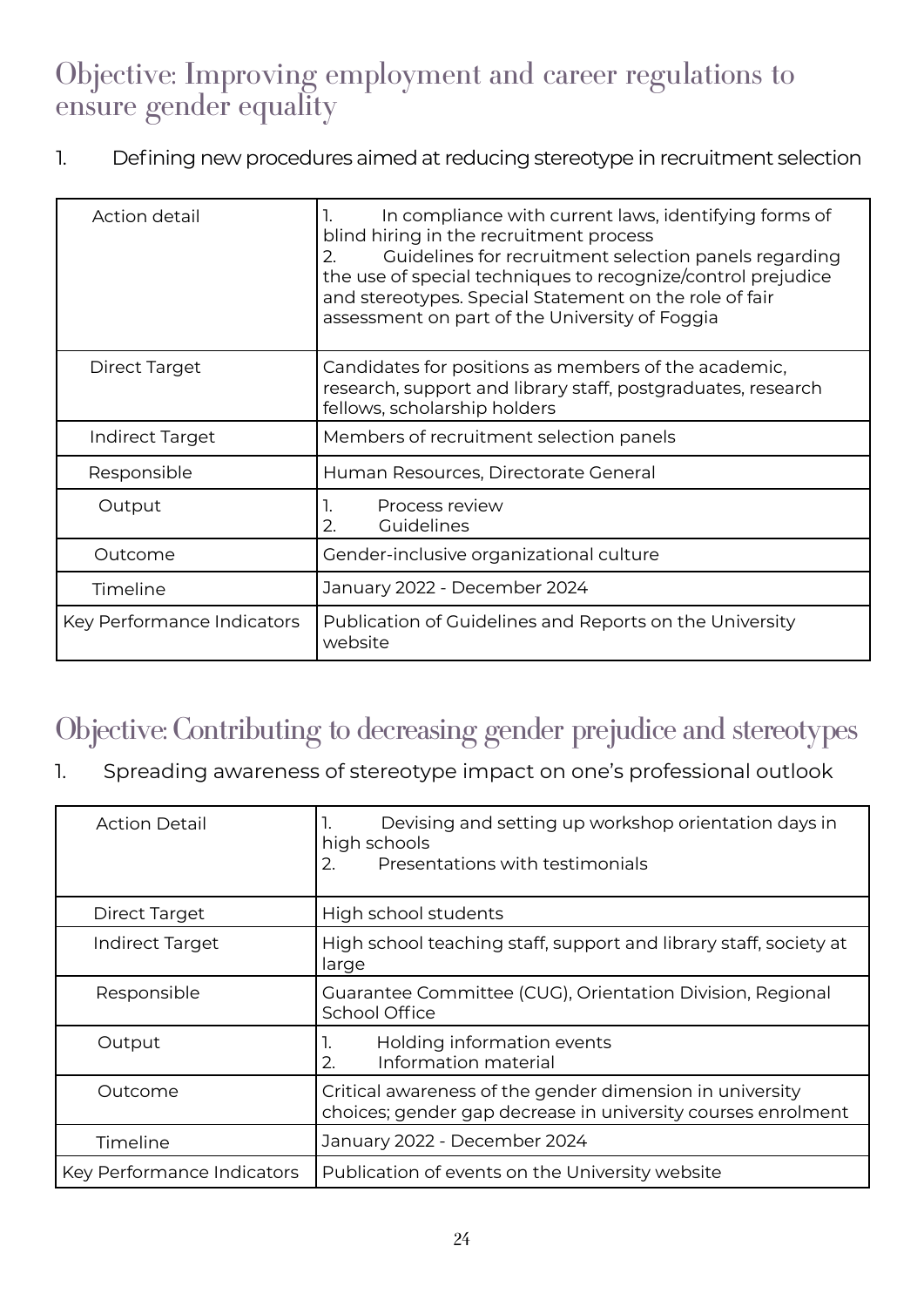## Objective: Improving employment and career regulations to ensure gender equality

1. Defining new procedures aimed at reducing stereotype in recruitment selection

| Action detail | 1. In compliance with current laws, identifying forms of blind hiring in the recruitment process<br>2. Guidelines for recruitment selection panels regarding the use of special techniques to recognize/control prejudice and stereotypes. Special Statement on the role of fair assessment on part of the University of Foggia |
|---|---|
| Direct Target | Candidates for positions as members of the academic, research, support and library staff, postgraduates, research fellows, scholarship holders |
| Indirect Target | Members of recruitment selection panels |
| Responsible | Human Resources, Directorate General |
| Output | 1. Process review<br>2. Guidelines |
| Outcome | Gender-inclusive organizational culture |
| Timeline | January 2022 - December 2024 |
| Key Performance Indicators | Publication of Guidelines and Reports on the University website |

## Objective: Contributing to decreasing gender prejudice and stereotypes

1. Spreading awareness of stereotype impact on one's professional outlook

| Action Detail | 1. Devising and setting up workshop orientation days in high schools<br>2. Presentations with testimonials |
|---|---|
| Direct Target | High school students |
| Indirect Target | High school teaching staff, support and library staff, society at large |
| Responsible | Guarantee Committee (CUG), Orientation Division, Regional School Office |
| Output | 1. Holding information events<br>2. Information material |
| Outcome | Critical awareness of the gender dimension in university choices; gender gap decrease in university courses enrolment |
| Timeline | January 2022 - December 2024 |
| Key Performance Indicators | Publication of events on the University website |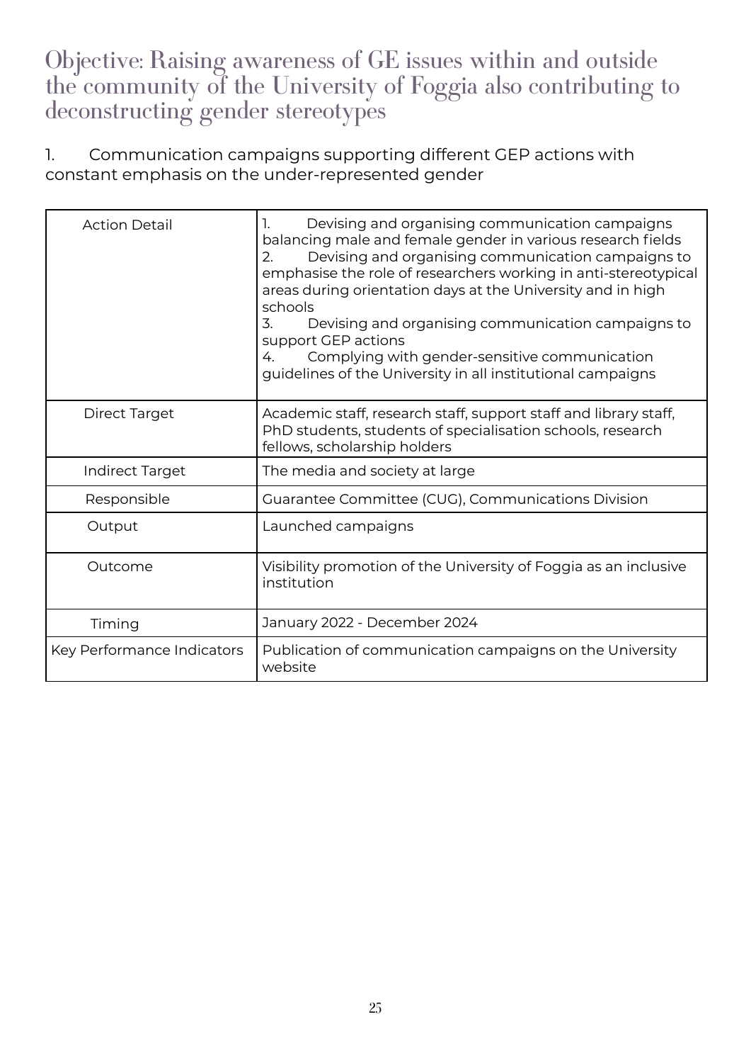# Objective: Raising awareness of GE issues within and outside the community of the University of Foggia also contributing to deconstructing gender stereotypes

1. Communication campaigns supporting different GEP actions with constant emphasis on the under-represented gender

| | |
|---|---|
| Action Detail | 1. Devising and organising communication campaigns balancing male and female gender in various research fields<br>2. Devising and organising communication campaigns to emphasise the role of researchers working in anti-stereotypical areas during orientation days at the University and in high schools<br>3. Devising and organising communication campaigns to support GEP actions<br>4. Complying with gender-sensitive communication guidelines of the University in all institutional campaigns |
| Direct Target | Academic staff, research staff, support staff and library staff, PhD students, students of specialisation schools, research fellows, scholarship holders |
| Indirect Target | The media and society at large |
| Responsible | Guarantee Committee (CUG), Communications Division |
| Output | Launched campaigns |
| Outcome | Visibility promotion of the University of Foggia as an inclusive institution |
| Timing | January 2022 - December 2024 |
| Key Performance Indicators | Publication of communication campaigns on the University website |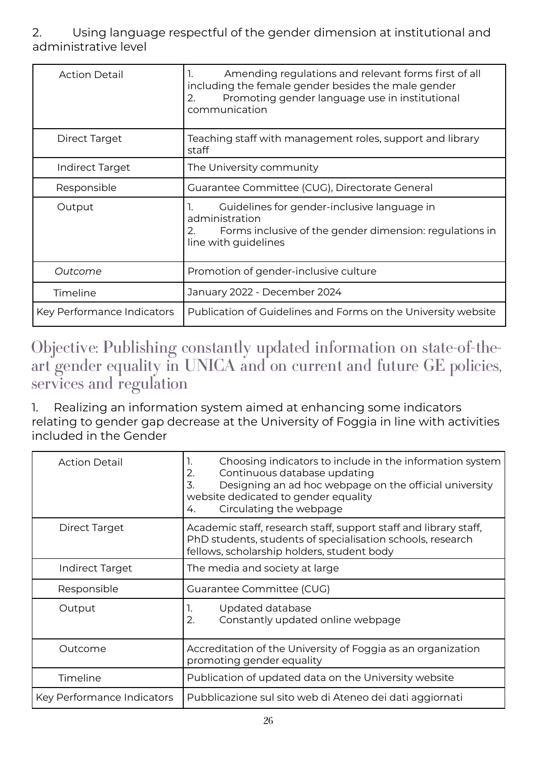2. Using language respectful of the gender dimension at institutional and administrative level

| | |
|---|---|
| Action Detail | 1. Amending regulations and relevant forms first of all including the female gender besides the male gender<br>2. Promoting gender language use in institutional communication |
| Direct Target | Teaching staff with management roles, support and library staff |
| Indirect Target | The University community |
| Responsible | Guarantee Committee (CUG), Directorate General |
| Output | 1. Guidelines for gender-inclusive language in administration<br>2. Forms inclusive of the gender dimension: regulations in line with guidelines |
| *Outcome* | Promotion of gender-inclusive culture |
| Timeline | January 2022 - December 2024 |
| Key Performance Indicators | Publication of Guidelines and Forms on the University website |

## Objective: Publishing constantly updated information on state-of-the-art gender equality in UNICA and on current and future GE policies, services and regulation

1. Realizing an information system aimed at enhancing some indicators relating to gender gap decrease at the University of Foggia in line with activities included in the Gender

| | |
|---|---|
| Action Detail | 1. Choosing indicators to include in the information system<br>2. Continuous database updating<br>3. Designing an ad hoc webpage on the official university website dedicated to gender equality<br>4. Circulating the webpage |
| Direct Target | Academic staff, research staff, support staff and library staff, PhD students, students of specialisation schools, research fellows, scholarship holders, student body |
| Indirect Target | The media and society at large |
| Responsible | Guarantee Committee (CUG) |
| Output | 1. Updated database<br>2. Constantly updated online webpage |
| Outcome | Accreditation of the University of Foggia as an organization promoting gender equality |
| Timeline | Publication of updated data on the University website |
| Key Performance Indicators | Pubblicazione sul sito web di Ateneo dei dati aggiornati |